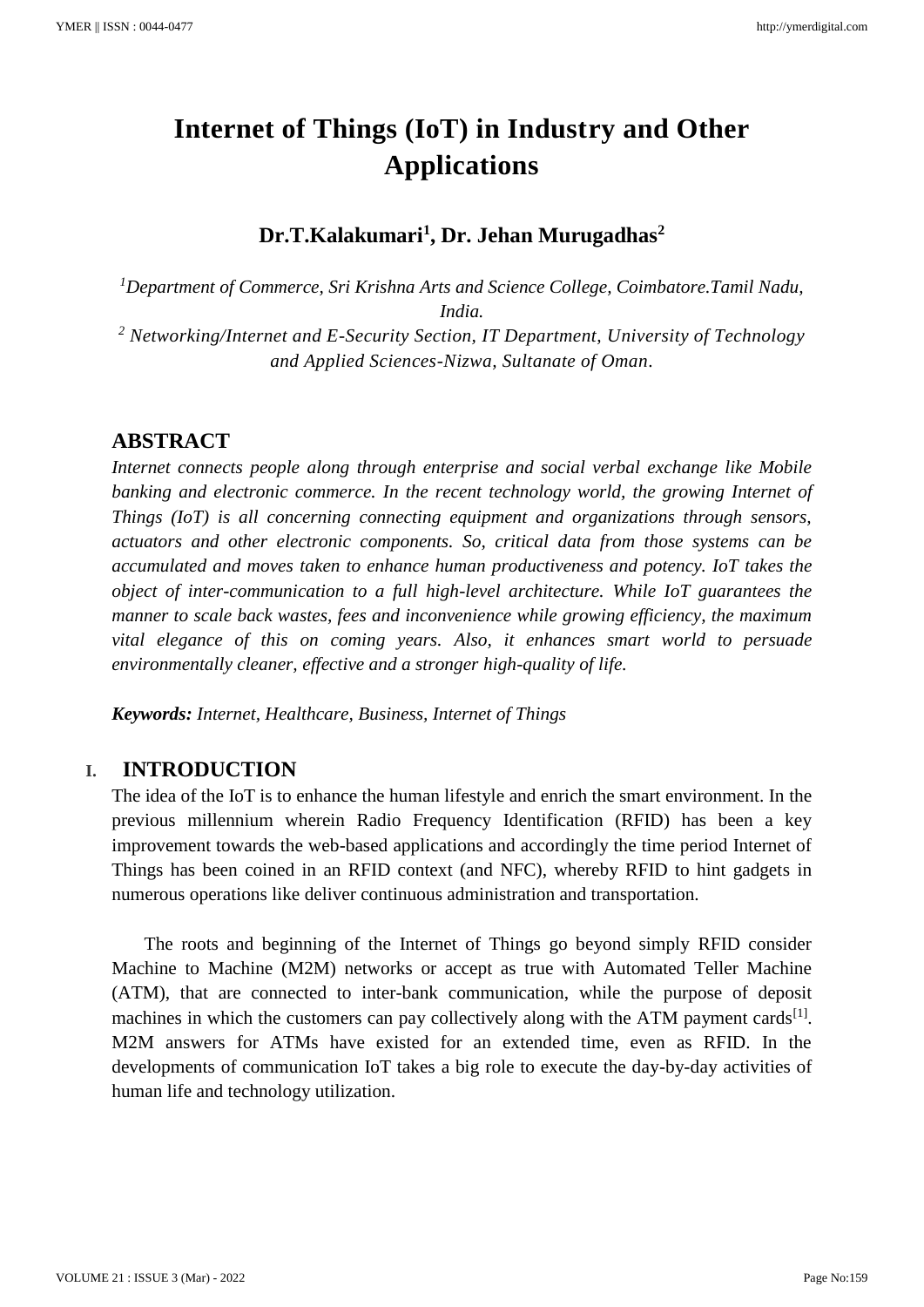# Internet of Things (IoT) in Industry and Other Applications

**Dr.T.Kalakumari[1], Dr. Jehan Murugadhas[2]**

*[1]Department of Commerce, Sri Krishna Arts and Science College, Coimbatore.Tamil Nadu, India.*

*[2] Networking/Internet and E-Security Section, IT Department, University of Technology and Applied Sciences-Nizwa, Sultanate of Oman.*

## ABSTRACT

*Internet connects people along through enterprise and social verbal exchange like Mobile banking and electronic commerce. In the recent technology world, the growing Internet of Things (IoT) is all concerning connecting equipment and organizations through sensors, actuators and other electronic components. So, critical data from those systems can be accumulated and moves taken to enhance human productiveness and potency. IoT takes the object of inter-communication to a full high-level architecture. While IoT guarantees the manner to scale back wastes, fees and inconvenience while growing efficiency, the maximum vital elegance of this on coming years. Also, it enhances smart world to persuade environmentally cleaner, effective and a stronger high-quality of life.*

***Keywords:*** *Internet, Healthcare, Business, Internet of Things*

## I. INTRODUCTION

The idea of the IoT is to enhance the human lifestyle and enrich the smart environment. In the previous millennium wherein Radio Frequency Identification (RFID) has been a key improvement towards the web-based applications and accordingly the time period Internet of Things has been coined in an RFID context (and NFC), whereby RFID to hint gadgets in numerous operations like deliver continuous administration and transportation.

The roots and beginning of the Internet of Things go beyond simply RFID consider Machine to Machine (M2M) networks or accept as true with Automated Teller Machine (ATM), that are connected to inter-bank communication, while the purpose of deposit machines in which the customers can pay collectively along with the ATM payment cards[1]. M2M answers for ATMs have existed for an extended time, even as RFID. In the developments of communication IoT takes a big role to execute the day-by-day activities of human life and technology utilization.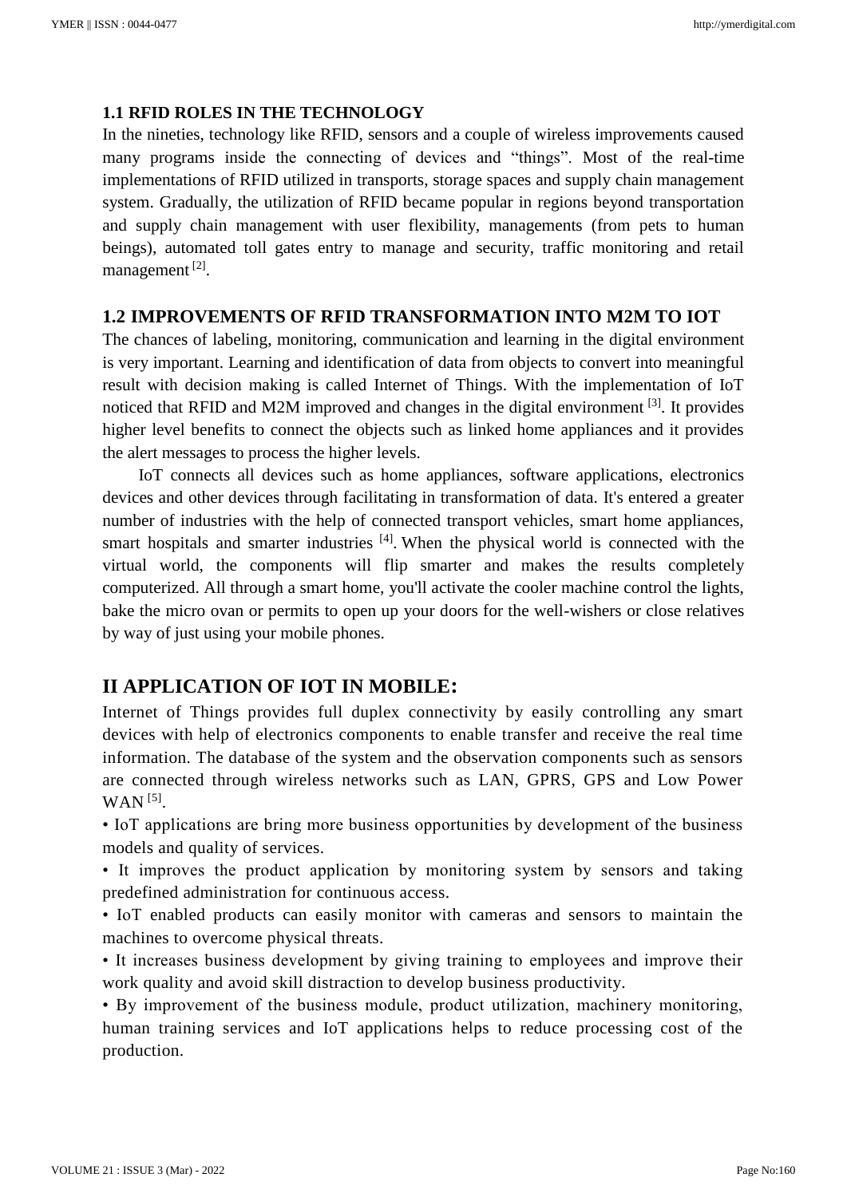### 1.1 RFID ROLES IN THE TECHNOLOGY

In the nineties, technology like RFID, sensors and a couple of wireless improvements caused many programs inside the connecting of devices and "things". Most of the real-time implementations of RFID utilized in transports, storage spaces and supply chain management system. Gradually, the utilization of RFID became popular in regions beyond transportation and supply chain management with user flexibility, managements (from pets to human beings), automated toll gates entry to manage and security, traffic monitoring and retail management [2].

### 1.2 IMPROVEMENTS OF RFID TRANSFORMATION INTO M2M TO IOT

The chances of labeling, monitoring, communication and learning in the digital environment is very important. Learning and identification of data from objects to convert into meaningful result with decision making is called Internet of Things. With the implementation of IoT noticed that RFID and M2M improved and changes in the digital environment [3]. It provides higher level benefits to connect the objects such as linked home appliances and it provides the alert messages to process the higher levels.

IoT connects all devices such as home appliances, software applications, electronics devices and other devices through facilitating in transformation of data. It's entered a greater number of industries with the help of connected transport vehicles, smart home appliances, smart hospitals and smarter industries [4]. When the physical world is connected with the virtual world, the components will flip smarter and makes the results completely computerized. All through a smart home, you'll activate the cooler machine control the lights, bake the micro ovan or permits to open up your doors for the well-wishers or close relatives by way of just using your mobile phones.

## II APPLICATION OF IOT IN MOBILE:

Internet of Things provides full duplex connectivity by easily controlling any smart devices with help of electronics components to enable transfer and receive the real time information. The database of the system and the observation components such as sensors are connected through wireless networks such as LAN, GPRS, GPS and Low Power WAN [5].

- IoT applications are bring more business opportunities by development of the business models and quality of services.
- It improves the product application by monitoring system by sensors and taking predefined administration for continuous access.
- IoT enabled products can easily monitor with cameras and sensors to maintain the machines to overcome physical threats.
- It increases business development by giving training to employees and improve their work quality and avoid skill distraction to develop business productivity.
- By improvement of the business module, product utilization, machinery monitoring, human training services and IoT applications helps to reduce processing cost of the production.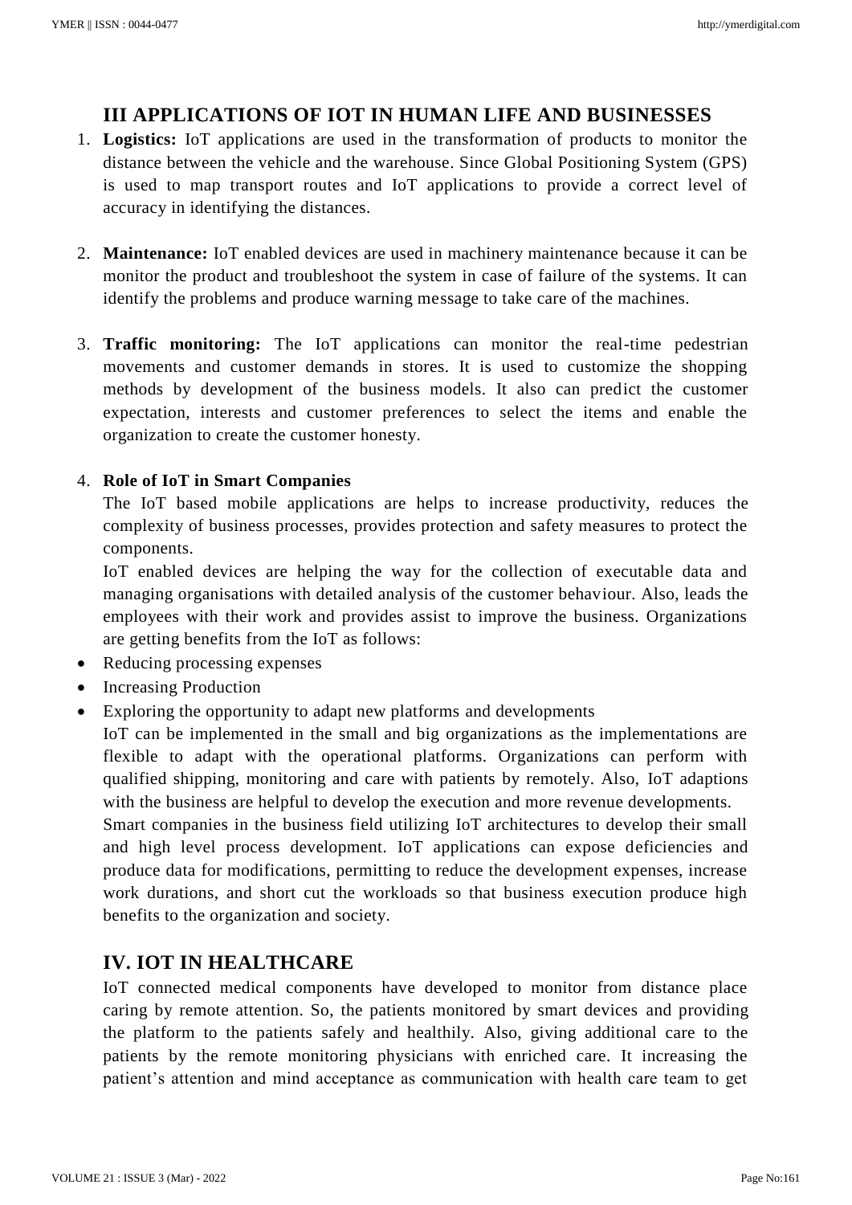## III APPLICATIONS OF IOT IN HUMAN LIFE AND BUSINESSES

1. **Logistics:** IoT applications are used in the transformation of products to monitor the distance between the vehicle and the warehouse. Since Global Positioning System (GPS) is used to map transport routes and IoT applications to provide a correct level of accuracy in identifying the distances.

2. **Maintenance:** IoT enabled devices are used in machinery maintenance because it can be monitor the product and troubleshoot the system in case of failure of the systems. It can identify the problems and produce warning message to take care of the machines.

3. **Traffic monitoring:** The IoT applications can monitor the real-time pedestrian movements and customer demands in stores. It is used to customize the shopping methods by development of the business models. It also can predict the customer expectation, interests and customer preferences to select the items and enable the organization to create the customer honesty.

4. **Role of IoT in Smart Companies**

   The IoT based mobile applications are helps to increase productivity, reduces the complexity of business processes, provides protection and safety measures to protect the components.

   IoT enabled devices are helping the way for the collection of executable data and managing organisations with detailed analysis of the customer behaviour. Also, leads the employees with their work and provides assist to improve the business. Organizations are getting benefits from the IoT as follows:

- Reducing processing expenses
- Increasing Production
- Exploring the opportunity to adapt new platforms and developments

IoT can be implemented in the small and big organizations as the implementations are flexible to adapt with the operational platforms. Organizations can perform with qualified shipping, monitoring and care with patients by remotely. Also, IoT adaptions with the business are helpful to develop the execution and more revenue developments.

Smart companies in the business field utilizing IoT architectures to develop their small and high level process development. IoT applications can expose deficiencies and produce data for modifications, permitting to reduce the development expenses, increase work durations, and short cut the workloads so that business execution produce high benefits to the organization and society.

## IV. IOT IN HEALTHCARE

IoT connected medical components have developed to monitor from distance place caring by remote attention. So, the patients monitored by smart devices and providing the platform to the patients safely and healthily. Also, giving additional care to the patients by the remote monitoring physicians with enriched care. It increasing the patient's attention and mind acceptance as communication with health care team to get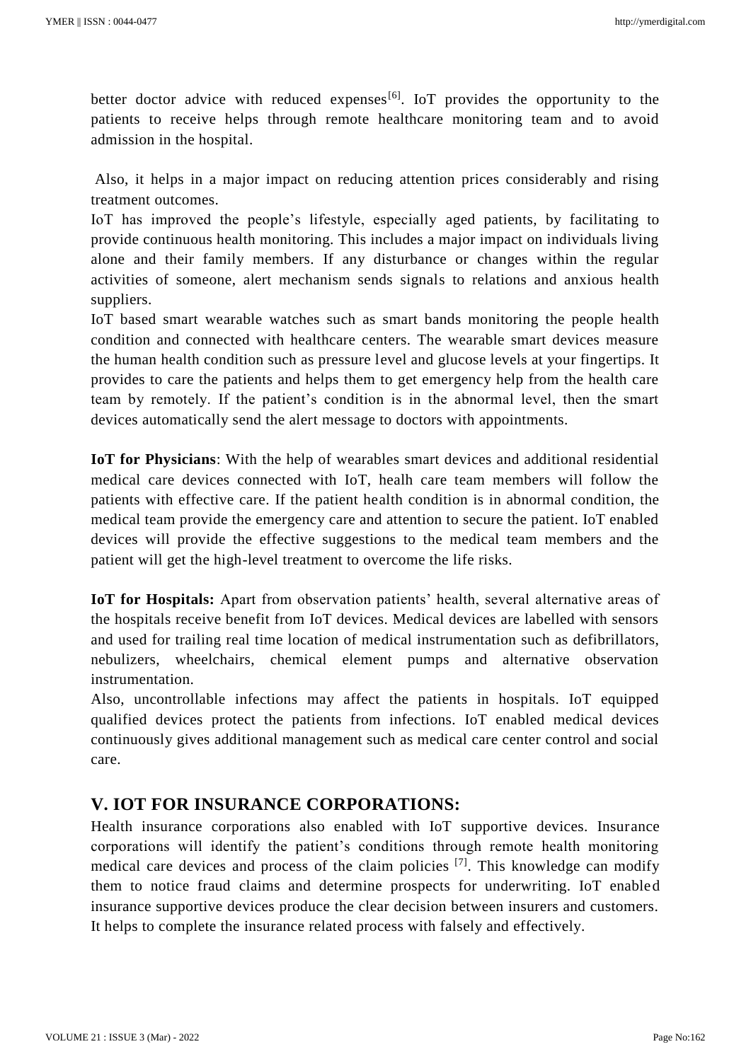better doctor advice with reduced expenses[6]. IoT provides the opportunity to the patients to receive helps through remote healthcare monitoring team and to avoid admission in the hospital.

Also, it helps in a major impact on reducing attention prices considerably and rising treatment outcomes.

IoT has improved the people's lifestyle, especially aged patients, by facilitating to provide continuous health monitoring. This includes a major impact on individuals living alone and their family members. If any disturbance or changes within the regular activities of someone, alert mechanism sends signals to relations and anxious health suppliers.

IoT based smart wearable watches such as smart bands monitoring the people health condition and connected with healthcare centers. The wearable smart devices measure the human health condition such as pressure level and glucose levels at your fingertips. It provides to care the patients and helps them to get emergency help from the health care team by remotely. If the patient's condition is in the abnormal level, then the smart devices automatically send the alert message to doctors with appointments.

**IoT for Physicians**: With the help of wearables smart devices and additional residential medical care devices connected with IoT, healh care team members will follow the patients with effective care. If the patient health condition is in abnormal condition, the medical team provide the emergency care and attention to secure the patient. IoT enabled devices will provide the effective suggestions to the medical team members and the patient will get the high-level treatment to overcome the life risks.

**IoT for Hospitals:** Apart from observation patients' health, several alternative areas of the hospitals receive benefit from IoT devices. Medical devices are labelled with sensors and used for trailing real time location of medical instrumentation such as defibrillators, nebulizers, wheelchairs, chemical element pumps and alternative observation instrumentation.

Also, uncontrollable infections may affect the patients in hospitals. IoT equipped qualified devices protect the patients from infections. IoT enabled medical devices continuously gives additional management such as medical care center control and social care.

## V. IOT FOR INSURANCE CORPORATIONS:

Health insurance corporations also enabled with IoT supportive devices. Insurance corporations will identify the patient's conditions through remote health monitoring medical care devices and process of the claim policies [7]. This knowledge can modify them to notice fraud claims and determine prospects for underwriting. IoT enabled insurance supportive devices produce the clear decision between insurers and customers. It helps to complete the insurance related process with falsely and effectively.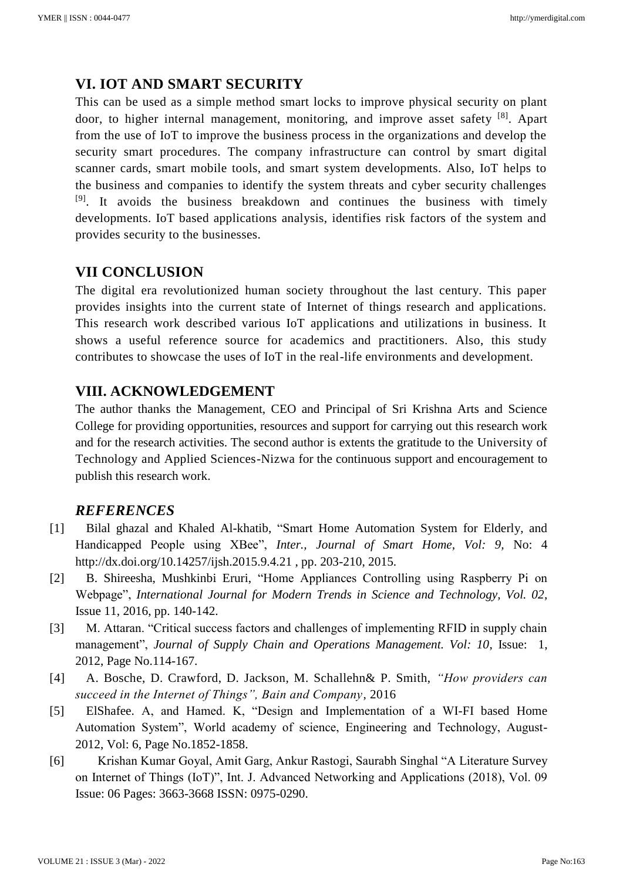## VI. IOT AND SMART SECURITY

This can be used as a simple method smart locks to improve physical security on plant door, to higher internal management, monitoring, and improve asset safety [8]. Apart from the use of IoT to improve the business process in the organizations and develop the security smart procedures. The company infrastructure can control by smart digital scanner cards, smart mobile tools, and smart system developments. Also, IoT helps to the business and companies to identify the system threats and cyber security challenges [9]. It avoids the business breakdown and continues the business with timely developments. IoT based applications analysis, identifies risk factors of the system and provides security to the businesses.

## VII CONCLUSION

The digital era revolutionized human society throughout the last century. This paper provides insights into the current state of Internet of things research and applications. This research work described various IoT applications and utilizations in business. It shows a useful reference source for academics and practitioners. Also, this study contributes to showcase the uses of IoT in the real-life environments and development.

## VIII. ACKNOWLEDGEMENT

The author thanks the Management, CEO and Principal of Sri Krishna Arts and Science College for providing opportunities, resources and support for carrying out this research work and for the research activities. The second author is extents the gratitude to the University of Technology and Applied Sciences-Nizwa for the continuous support and encouragement to publish this research work.

## *REFERENCES*

[1] Bilal ghazal and Khaled Al-khatib, "Smart Home Automation System for Elderly, and Handicapped People using XBee", *Inter., Journal of Smart Home, Vol: 9,* No: 4 http://dx.doi.org/10.14257/ijsh.2015.9.4.21 , pp. 203-210, 2015.

[2] B. Shireesha, Mushkinbi Eruri, "Home Appliances Controlling using Raspberry Pi on Webpage", *International Journal for Modern Trends in Science and Technology, Vol. 02*, Issue 11, 2016, pp. 140-142.

[3] M. Attaran. "Critical success factors and challenges of implementing RFID in supply chain management", *Journal of Supply Chain and Operations Management. Vol: 10*, Issue: 1, 2012, Page No.114-167.

[4] A. Bosche, D. Crawford, D. Jackson, M. Schallehn& P. Smith, *"How providers can succeed in the Internet of Things", Bain and Company*, 2016

[5] ElShafee. A, and Hamed. K, "Design and Implementation of a WI-FI based Home Automation System", World academy of science, Engineering and Technology, August-2012, Vol: 6, Page No.1852-1858.

[6] Krishan Kumar Goyal, Amit Garg, Ankur Rastogi, Saurabh Singhal "A Literature Survey on Internet of Things (IoT)", Int. J. Advanced Networking and Applications (2018), Vol. 09 Issue: 06 Pages: 3663-3668 ISSN: 0975-0290.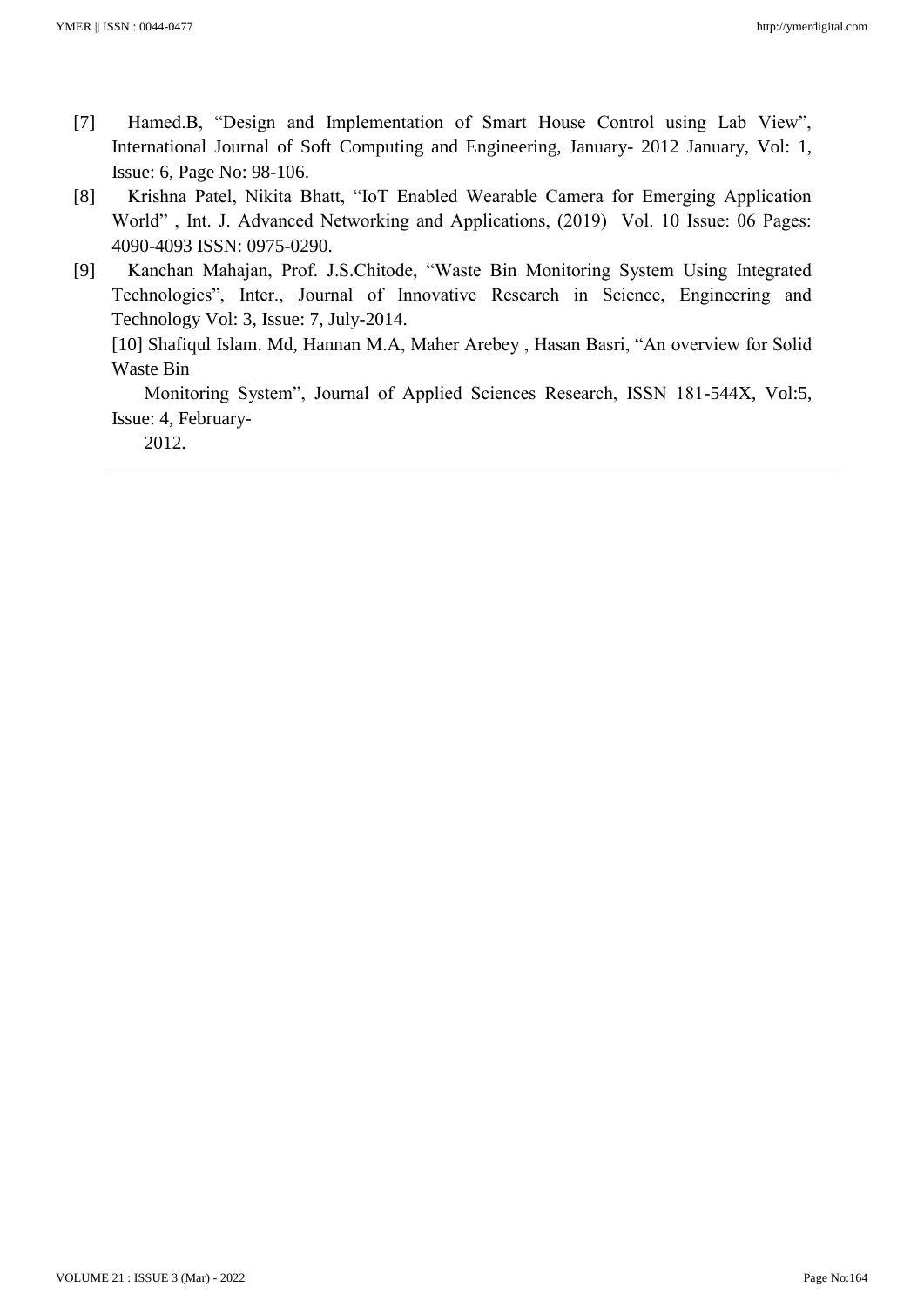[7] Hamed.B, “Design and Implementation of Smart House Control using Lab View”, International Journal of Soft Computing and Engineering, January- 2012 January, Vol: 1, Issue: 6, Page No: 98-106.

[8] Krishna Patel, Nikita Bhatt, “IoT Enabled Wearable Camera for Emerging Application World” , Int. J. Advanced Networking and Applications, (2019) Vol. 10 Issue: 06 Pages: 4090-4093 ISSN: 0975-0290.

[9] Kanchan Mahajan, Prof. J.S.Chitode, “Waste Bin Monitoring System Using Integrated Technologies”, Inter., Journal of Innovative Research in Science, Engineering and Technology Vol: 3, Issue: 7, July-2014.

[10] Shafiqul Islam. Md, Hannan M.A, Maher Arebey , Hasan Basri, “An overview for Solid Waste Bin Monitoring System”, Journal of Applied Sciences Research, ISSN 181-544X, Vol:5, Issue: 4, February- 2012.